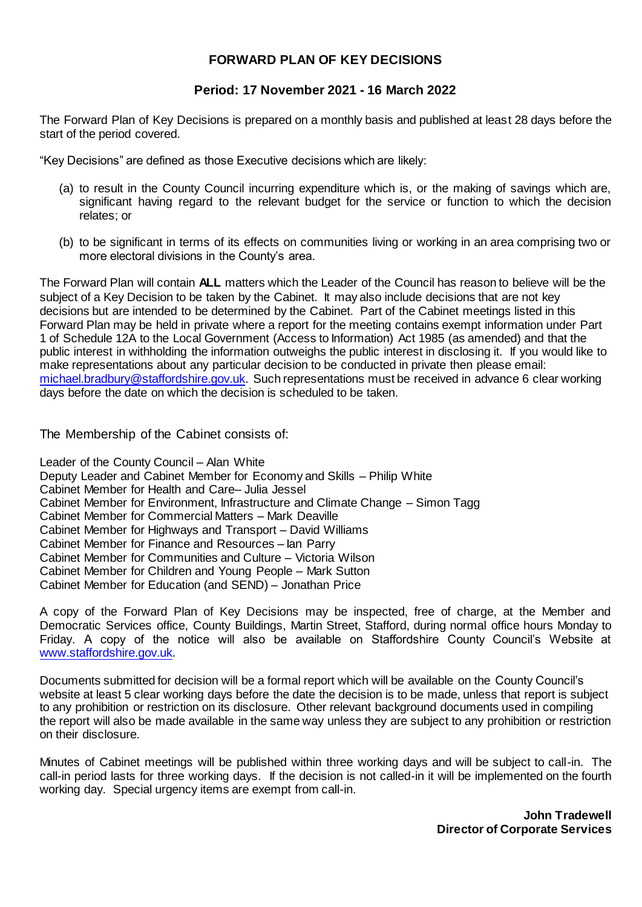# FORWARD PLAN OF KEY DECISIONS

## Period: 17 November 2021 - 16 March 2022

The Forward Plan of Key Decisions is prepared on a monthly basis and published at least 28 days before the start of the period covered.

"Key Decisions" are defined as those Executive decisions which are likely:

(a) to result in the County Council incurring expenditure which is, or the making of savings which are, significant having regard to the relevant budget for the service or function to which the decision relates; or

(b) to be significant in terms of its effects on communities living or working in an area comprising two or more electoral divisions in the County's area.

The Forward Plan will contain **ALL** matters which the Leader of the Council has reason to believe will be the subject of a Key Decision to be taken by the Cabinet. It may also include decisions that are not key decisions but are intended to be determined by the Cabinet. Part of the Cabinet meetings listed in this Forward Plan may be held in private where a report for the meeting contains exempt information under Part 1 of Schedule 12A to the Local Government (Access to Information) Act 1985 (as amended) and that the public interest in withholding the information outweighs the public interest in disclosing it. If you would like to make representations about any particular decision to be conducted in private then please email: michael.bradbury@staffordshire.gov.uk. Such representations must be received in advance 6 clear working days before the date on which the decision is scheduled to be taken.

The Membership of the Cabinet consists of:

Leader of the County Council – Alan White
Deputy Leader and Cabinet Member for Economy and Skills – Philip White
Cabinet Member for Health and Care– Julia Jessel
Cabinet Member for Environment, Infrastructure and Climate Change – Simon Tagg
Cabinet Member for Commercial Matters – Mark Deaville
Cabinet Member for Highways and Transport – David Williams
Cabinet Member for Finance and Resources – Ian Parry
Cabinet Member for Communities and Culture – Victoria Wilson
Cabinet Member for Children and Young People – Mark Sutton
Cabinet Member for Education (and SEND) – Jonathan Price

A copy of the Forward Plan of Key Decisions may be inspected, free of charge, at the Member and Democratic Services office, County Buildings, Martin Street, Stafford, during normal office hours Monday to Friday. A copy of the notice will also be available on Staffordshire County Council's Website at www.staffordshire.gov.uk.

Documents submitted for decision will be a formal report which will be available on the County Council's website at least 5 clear working days before the date the decision is to be made, unless that report is subject to any prohibition or restriction on its disclosure. Other relevant background documents used in compiling the report will also be made available in the same way unless they are subject to any prohibition or restriction on their disclosure.

Minutes of Cabinet meetings will be published within three working days and will be subject to call-in. The call-in period lasts for three working days. If the decision is not called-in it will be implemented on the fourth working day. Special urgency items are exempt from call-in.

**John Tradewell**
**Director of Corporate Services**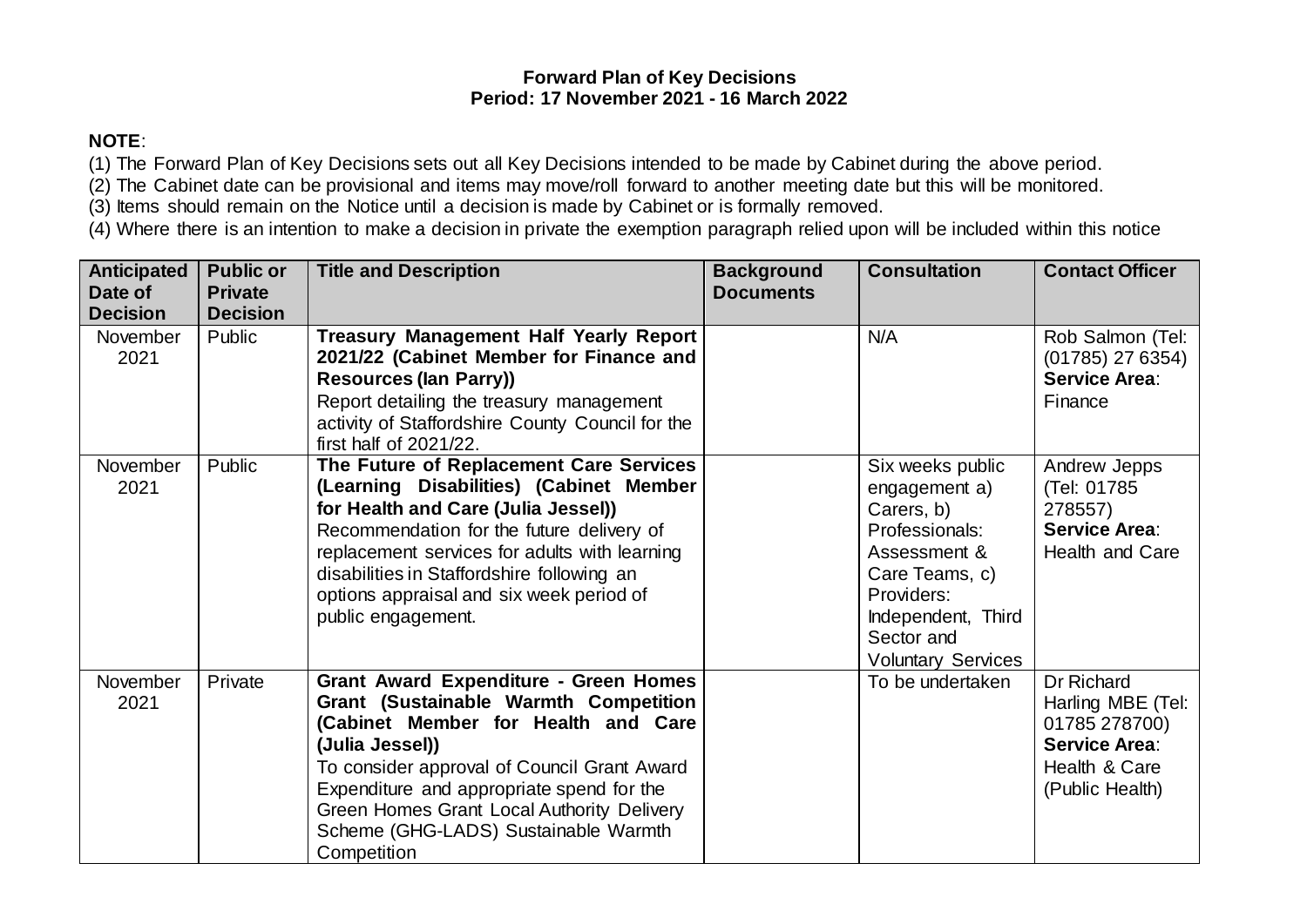**Forward Plan of Key Decisions**
**Period: 17 November 2021 - 16 March 2022**

**NOTE**:

(1) The Forward Plan of Key Decisions sets out all Key Decisions intended to be made by Cabinet during the above period.
(2) The Cabinet date can be provisional and items may move/roll forward to another meeting date but this will be monitored.
(3) Items should remain on the Notice until a decision is made by Cabinet or is formally removed.
(4) Where there is an intention to make a decision in private the exemption paragraph relied upon will be included within this notice

| Anticipated Date of Decision | Public or Private Decision | Title and Description | Background Documents | Consultation | Contact Officer |
|---|---|---|---|---|---|
| November 2021 | Public | **Treasury Management Half Yearly Report 2021/22 (Cabinet Member for Finance and Resources (Ian Parry))** Report detailing the treasury management activity of Staffordshire County Council for the first half of 2021/22. | | N/A | Rob Salmon (Tel: (01785) 27 6354) **Service Area**: Finance |
| November 2021 | Public | **The Future of Replacement Care Services (Learning Disabilities) (Cabinet Member for Health and Care (Julia Jessel))** Recommendation for the future delivery of replacement services for adults with learning disabilities in Staffordshire following an options appraisal and six week period of public engagement. | | Six weeks public engagement a) Carers, b) Professionals: Assessment & Care Teams, c) Providers: Independent, Third Sector and Voluntary Services | Andrew Jepps (Tel: 01785 278557) **Service Area**: Health and Care |
| November 2021 | Private | **Grant Award Expenditure - Green Homes Grant (Sustainable Warmth Competition (Cabinet Member for Health and Care (Julia Jessel))** To consider approval of Council Grant Award Expenditure and appropriate spend for the Green Homes Grant Local Authority Delivery Scheme (GHG-LADS) Sustainable Warmth Competition | | To be undertaken | Dr Richard Harling MBE (Tel: 01785 278700) **Service Area**: Health & Care (Public Health) |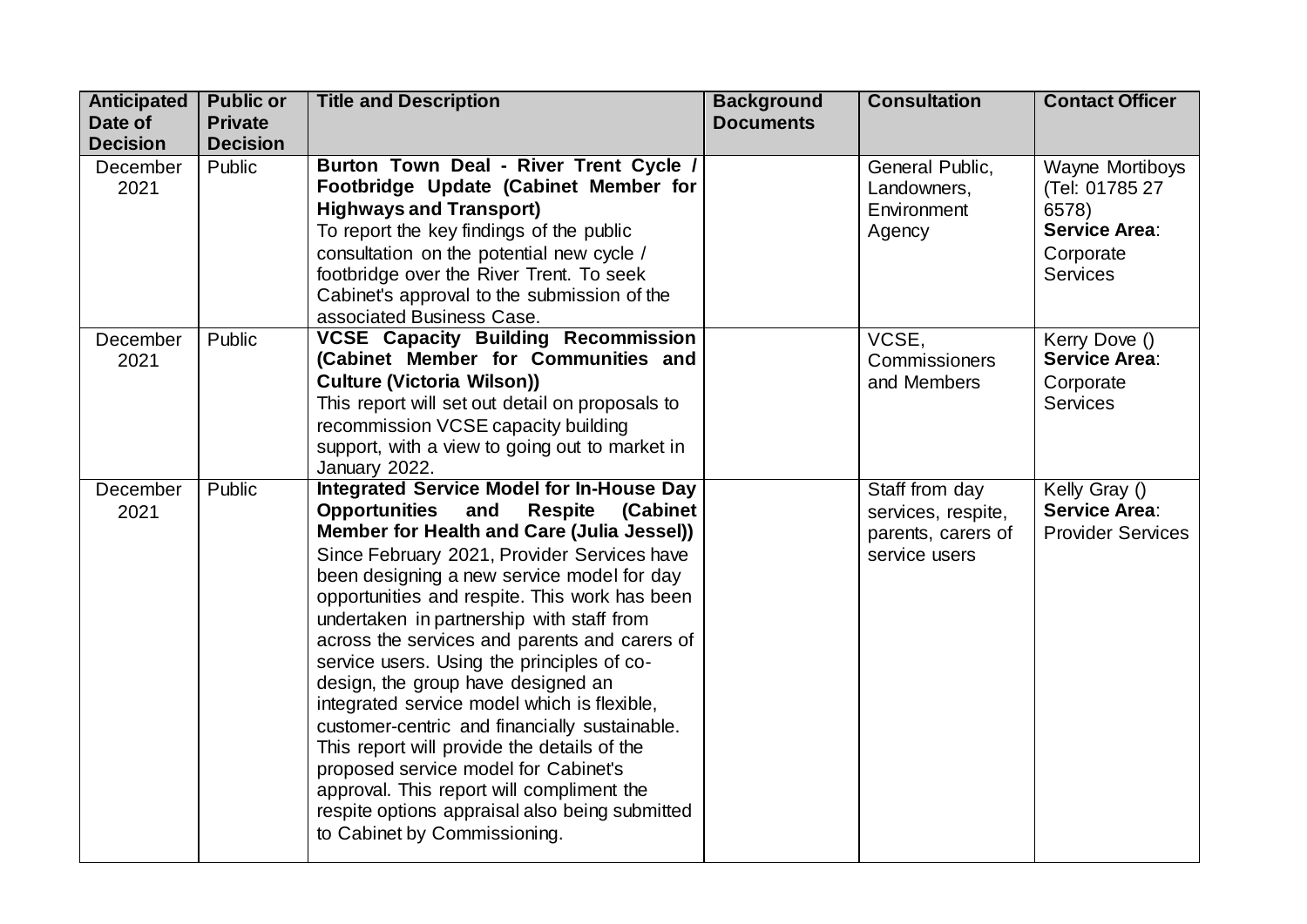| Anticipated Date of Decision | Public or Private Decision | Title and Description | Background Documents | Consultation | Contact Officer |
|---|---|---|---|---|---|
| December 2021 | Public | **Burton Town Deal - River Trent Cycle / Footbridge Update (Cabinet Member for Highways and Transport)**<br>To report the key findings of the public consultation on the potential new cycle / footbridge over the River Trent. To seek Cabinet's approval to the submission of the associated Business Case. | | General Public, Landowners, Environment Agency | Wayne Mortiboys (Tel: 01785 27 6578)<br>**Service Area**: Corporate Services |
| December 2021 | Public | **VCSE Capacity Building Recommission (Cabinet Member for Communities and Culture (Victoria Wilson))**<br>This report will set out detail on proposals to recommission VCSE capacity building support, with a view to going out to market in January 2022. | | VCSE, Commissioners and Members | Kerry Dove ()<br>**Service Area**: Corporate Services |
| December 2021 | Public | **Integrated Service Model for In-House Day Opportunities and Respite (Cabinet Member for Health and Care (Julia Jessel))**<br>Since February 2021, Provider Services have been designing a new service model for day opportunities and respite. This work has been undertaken in partnership with staff from across the services and parents and carers of service users. Using the principles of co-design, the group have designed an integrated service model which is flexible, customer-centric and financially sustainable. This report will provide the details of the proposed service model for Cabinet's approval. This report will compliment the respite options appraisal also being submitted to Cabinet by Commissioning. | | Staff from day services, respite, parents, carers of service users | Kelly Gray ()<br>**Service Area**: Provider Services |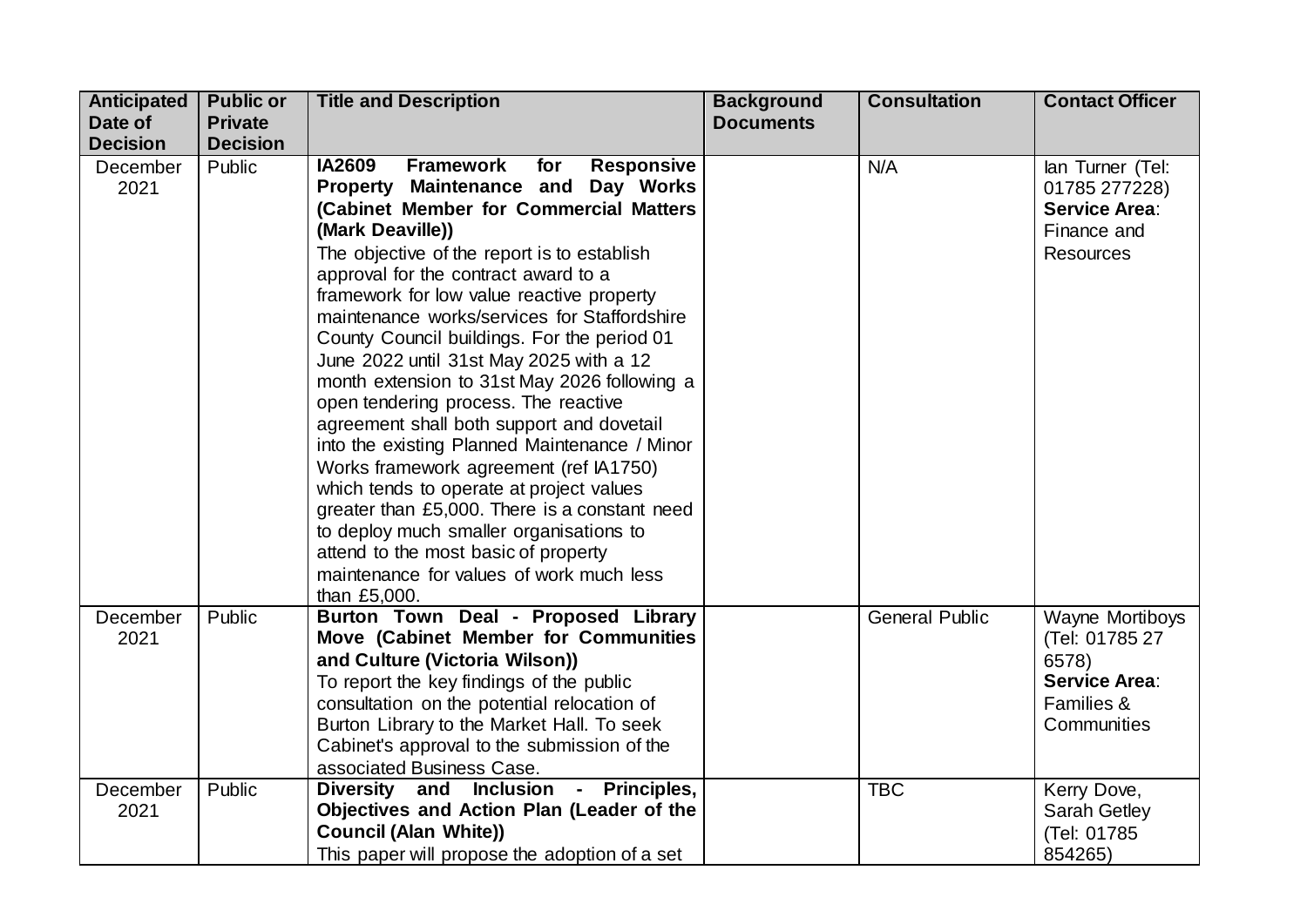| Anticipated Date of Decision | Public or Private Decision | Title and Description | Background Documents | Consultation | Contact Officer |
|---|---|---|---|---|---|
| December 2021 | Public | **IA2609 Framework for Responsive Property Maintenance and Day Works (Cabinet Member for Commercial Matters (Mark Deaville))**<br>The objective of the report is to establish approval for the contract award to a framework for low value reactive property maintenance works/services for Staffordshire County Council buildings. For the period 01 June 2022 until 31st May 2025 with a 12 month extension to 31st May 2026 following a open tendering process. The reactive agreement shall both support and dovetail into the existing Planned Maintenance / Minor Works framework agreement (ref IA1750) which tends to operate at project values greater than £5,000. There is a constant need to deploy much smaller organisations to attend to the most basic of property maintenance for values of work much less than £5,000. | | N/A | Ian Turner (Tel: 01785 277228)<br>**Service Area**: Finance and Resources |
| December 2021 | Public | **Burton Town Deal - Proposed Library Move (Cabinet Member for Communities and Culture (Victoria Wilson))**<br>To report the key findings of the public consultation on the potential relocation of Burton Library to the Market Hall. To seek Cabinet's approval to the submission of the associated Business Case. | | General Public | Wayne Mortiboys (Tel: 01785 27 6578)<br>**Service Area**: Families & Communities |
| December 2021 | Public | **Diversity and Inclusion - Principles, Objectives and Action Plan (Leader of the Council (Alan White))**<br>This paper will propose the adoption of a set | | TBC | Kerry Dove, Sarah Getley (Tel: 01785 854265) |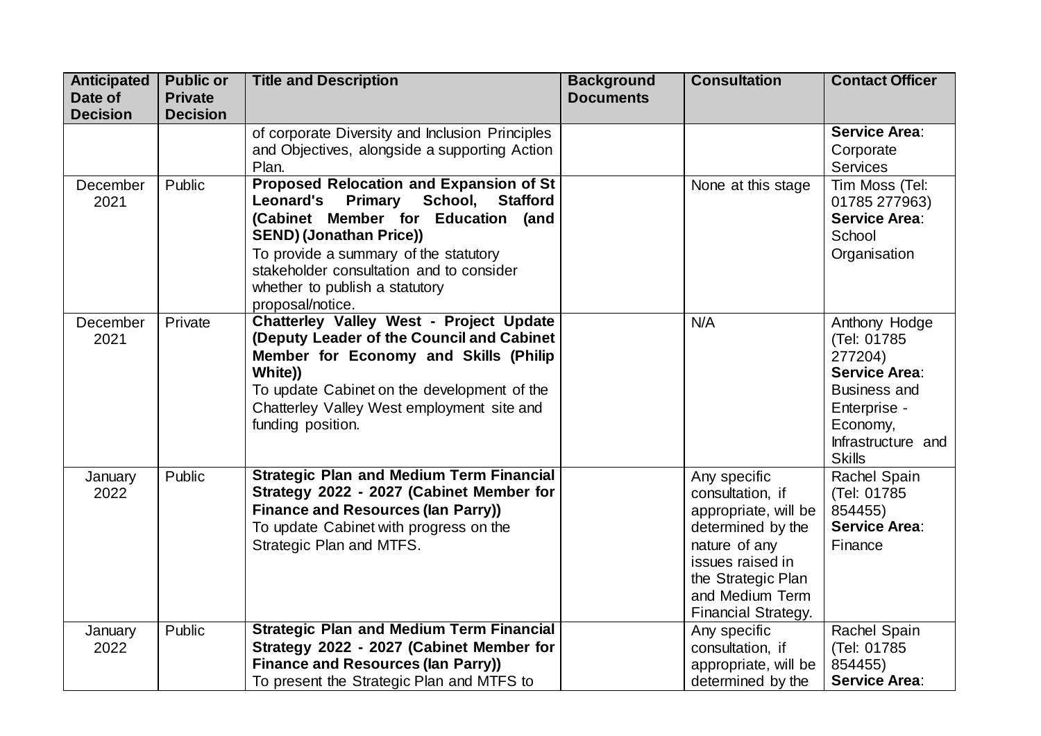| Anticipated Date of Decision | Public or Private Decision | Title and Description | Background Documents | Consultation | Contact Officer |
| --- | --- | --- | --- | --- | --- |
| | | of corporate Diversity and Inclusion Principles and Objectives, alongside a supporting Action Plan. | | | **Service Area**: Corporate Services |
| December 2021 | Public | **Proposed Relocation and Expansion of St Leonard's Primary School, Stafford (Cabinet Member for Education (and SEND) (Jonathan Price))** To provide a summary of the statutory stakeholder consultation and to consider whether to publish a statutory proposal/notice. | | None at this stage | Tim Moss (Tel: 01785 277963) **Service Area**: School Organisation |
| December 2021 | Private | **Chatterley Valley West - Project Update (Deputy Leader of the Council and Cabinet Member for Economy and Skills (Philip White))** To update Cabinet on the development of the Chatterley Valley West employment site and funding position. | | N/A | Anthony Hodge (Tel: 01785 277204) **Service Area**: Business and Enterprise - Economy, Infrastructure and Skills |
| January 2022 | Public | **Strategic Plan and Medium Term Financial Strategy 2022 - 2027 (Cabinet Member for Finance and Resources (Ian Parry))** To update Cabinet with progress on the Strategic Plan and MTFS. | | Any specific consultation, if appropriate, will be determined by the nature of any issues raised in the Strategic Plan and Medium Term Financial Strategy. | Rachel Spain (Tel: 01785 854455) **Service Area**: Finance |
| January 2022 | Public | **Strategic Plan and Medium Term Financial Strategy 2022 - 2027 (Cabinet Member for Finance and Resources (Ian Parry))** To present the Strategic Plan and MTFS to | | Any specific consultation, if appropriate, will be determined by the | Rachel Spain (Tel: 01785 854455) **Service Area**: |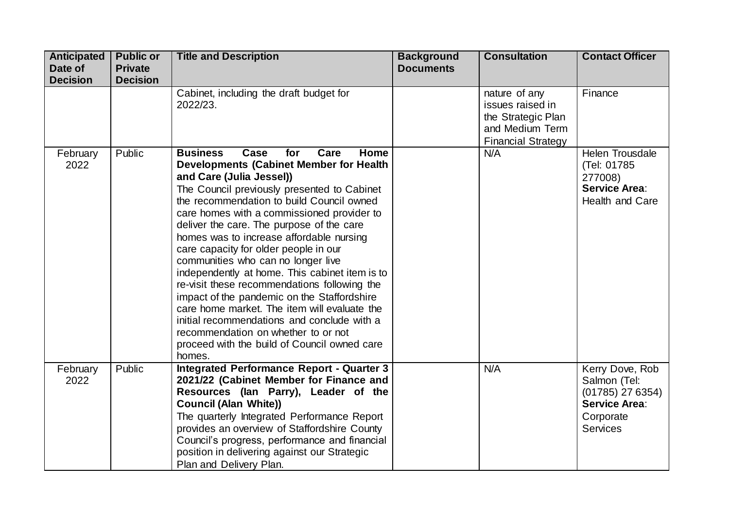| Anticipated Date of Decision | Public or Private Decision | Title and Description | Background Documents | Consultation | Contact Officer |
|---|---|---|---|---|---|
| | | Cabinet, including the draft budget for 2022/23. | | nature of any issues raised in the Strategic Plan and Medium Term Financial Strategy | Finance |
| February 2022 | Public | **Business Case for Care Home Developments (Cabinet Member for Health and Care (Julia Jessel))** The Council previously presented to Cabinet the recommendation to build Council owned care homes with a commissioned provider to deliver the care. The purpose of the care homes was to increase affordable nursing care capacity for older people in our communities who can no longer live independently at home. This cabinet item is to re-visit these recommendations following the impact of the pandemic on the Staffordshire care home market. The item will evaluate the initial recommendations and conclude with a recommendation on whether to or not proceed with the build of Council owned care homes. | | N/A | Helen Trousdale (Tel: 01785 277008) **Service Area**: Health and Care |
| February 2022 | Public | **Integrated Performance Report - Quarter 3 2021/22 (Cabinet Member for Finance and Resources (Ian Parry), Leader of the Council (Alan White))** The quarterly Integrated Performance Report provides an overview of Staffordshire County Council's progress, performance and financial position in delivering against our Strategic Plan and Delivery Plan. | | N/A | Kerry Dove, Rob Salmon (Tel: (01785) 27 6354) **Service Area**: Corporate Services |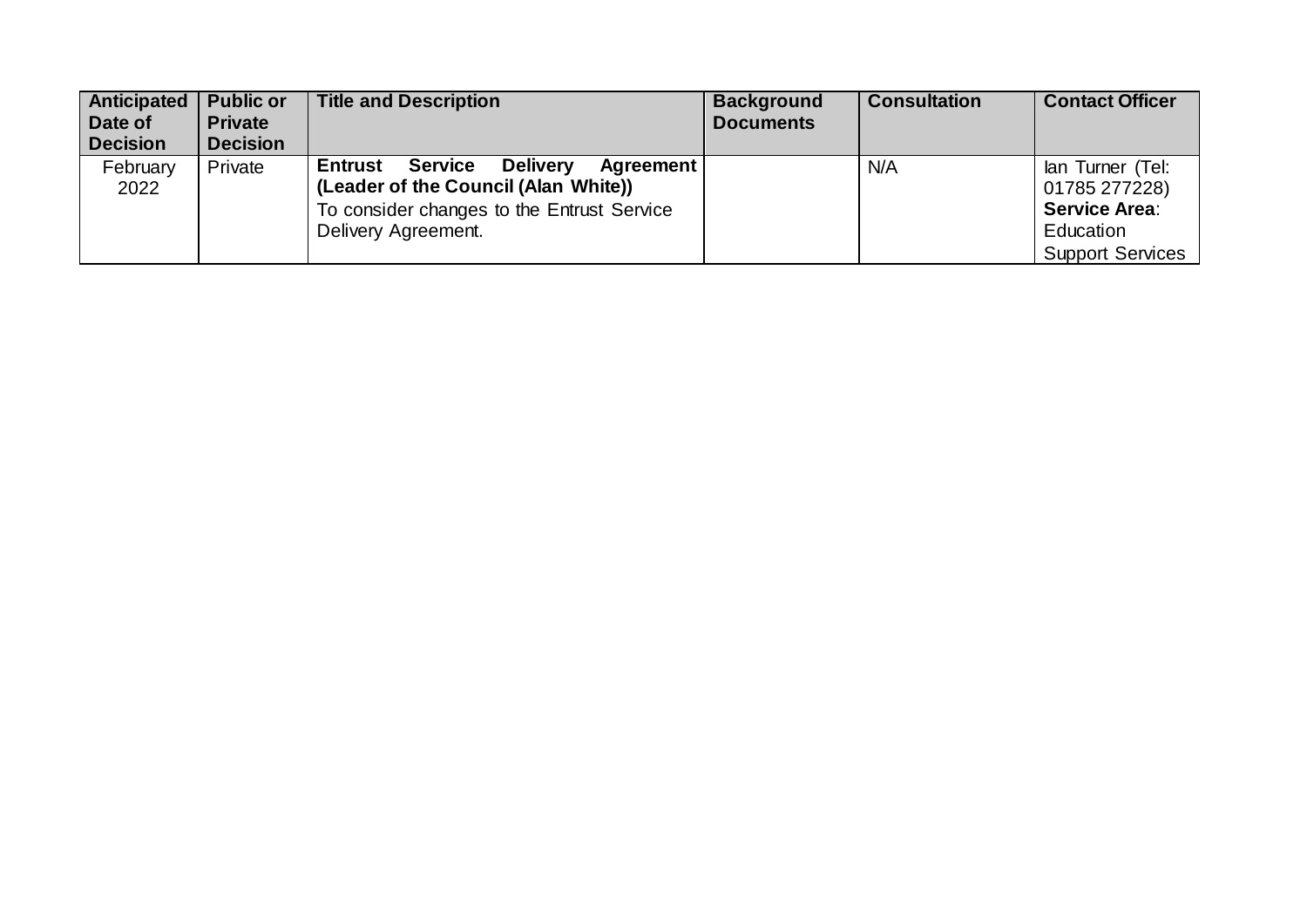| Anticipated Date of Decision | Public or Private Decision | Title and Description | Background Documents | Consultation | Contact Officer |
| --- | --- | --- | --- | --- | --- |
| February 2022 | Private | **Entrust Service Delivery Agreement (Leader of the Council (Alan White))**<br>To consider changes to the Entrust Service Delivery Agreement. | | N/A | Ian Turner (Tel: 01785 277228)<br>**Service Area**: Education Support Services |